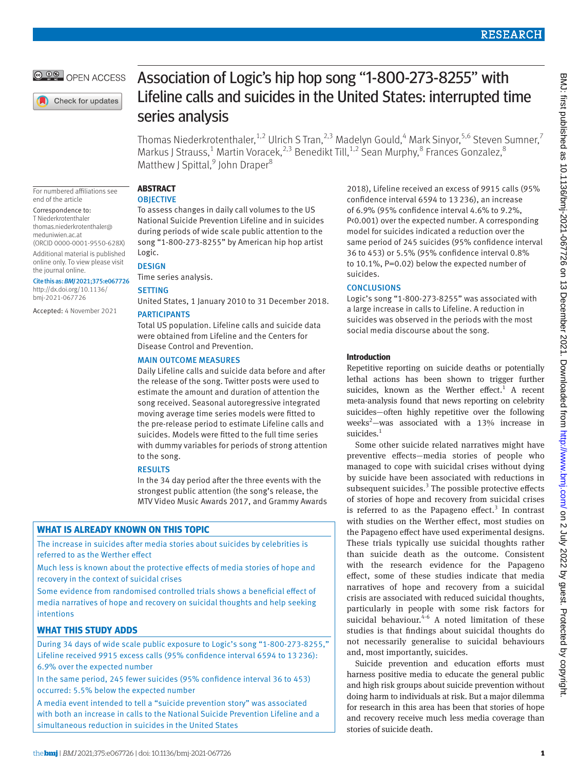# Association of Logic's hip hop song "1-800-273-8255" with Lifeline calls and suicides in the United States: interrupted time series analysis

Thomas Niederkrotenthaler,[1,2] Ulrich S Tran,[2,3] Madelyn Gould,[4] Mark Sinyor,[5,6] Steven Sumner,[7] Markus J Strauss,[1] Martin Voracek,[2,3] Benedikt Till,[1,2] Sean Murphy,[8] Frances Gonzalez,[8] Matthew J Spittal,[9] John Draper[8]

For numbered affiliations see end of the article

Correspondence to: T Niederkrotenthaler thomas.niederkrotenthaler@meduniwien.ac.at (ORCID 0000-0001-9550-628X)

Additional material is published online only. To view please visit the journal online.

**Cite this as:** *BMJ* 2021;375:e067726 http://dx.doi.org/10.1136/bmj-2021-067726

Accepted: 4 November 2021

## ABSTRACT

### OBJECTIVE

To assess changes in daily call volumes to the US National Suicide Prevention Lifeline and in suicides during periods of wide scale public attention to the song "1-800-273-8255" by American hip hop artist Logic.

### DESIGN

Time series analysis.

### SETTING

United States, 1 January 2010 to 31 December 2018.

### PARTICIPANTS

Total US population. Lifeline calls and suicide data were obtained from Lifeline and the Centers for Disease Control and Prevention.

### MAIN OUTCOME MEASURES

Daily Lifeline calls and suicide data before and after the release of the song. Twitter posts were used to estimate the amount and duration of attention the song received. Seasonal autoregressive integrated moving average time series models were fitted to the pre-release period to estimate Lifeline calls and suicides. Models were fitted to the full time series with dummy variables for periods of strong attention to the song.

### RESULTS

In the 34 day period after the three events with the strongest public attention (the song's release, the MTV Video Music Awards 2017, and Grammy Awards 2018), Lifeline received an excess of 9915 calls (95% confidence interval 6594 to 13 236), an increase of 6.9% (95% confidence interval 4.6% to 9.2%, P<0.001) over the expected number. A corresponding model for suicides indicated a reduction over the same period of 245 suicides (95% confidence interval 36 to 453) or 5.5% (95% confidence interval 0.8% to 10.1%, P=0.02) below the expected number of suicides.

### CONCLUSIONS

Logic's song "1-800-273-8255" was associated with a large increase in calls to Lifeline. A reduction in suicides was observed in the periods with the most social media discourse about the song.

### WHAT IS ALREADY KNOWN ON THIS TOPIC

The increase in suicides after media stories about suicides by celebrities is referred to as the Werther effect

Much less is known about the protective effects of media stories of hope and recovery in the context of suicidal crises

Some evidence from randomised controlled trials shows a beneficial effect of media narratives of hope and recovery on suicidal thoughts and help seeking intentions

### WHAT THIS STUDY ADDS

During 34 days of wide scale public exposure to Logic's song "1-800-273-8255," Lifeline received 9915 excess calls (95% confidence interval 6594 to 13 236): 6.9% over the expected number

In the same period, 245 fewer suicides (95% confidence interval 36 to 453) occurred: 5.5% below the expected number

A media event intended to tell a "suicide prevention story" was associated with both an increase in calls to the National Suicide Prevention Lifeline and a simultaneous reduction in suicides in the United States

## Introduction

Repetitive reporting on suicide deaths or potentially lethal actions has been shown to trigger further suicides, known as the Werther effect.[1] A recent meta-analysis found that news reporting on celebrity suicides—often highly repetitive over the following weeks[2]—was associated with a 13% increase in suicides.[1]

Some other suicide related narratives might have preventive effects—media stories of people who managed to cope with suicidal crises without dying by suicide have been associated with reductions in subsequent suicides.[3] The possible protective effects of stories of hope and recovery from suicidal crises is referred to as the Papageno effect.[3] In contrast with studies on the Werther effect, most studies on the Papageno effect have used experimental designs. These trials typically use suicidal thoughts rather than suicide death as the outcome. Consistent with the research evidence for the Papageno effect, some of these studies indicate that media narratives of hope and recovery from a suicidal crisis are associated with reduced suicidal thoughts, particularly in people with some risk factors for suicidal behaviour.[4-6] A noted limitation of these studies is that findings about suicidal thoughts do not necessarily generalise to suicidal behaviours and, most importantly, suicides.

Suicide prevention and education efforts must harness positive media to educate the general public and high risk groups about suicide prevention without doing harm to individuals at risk. But a major dilemma for research in this area has been that stories of hope and recovery receive much less media coverage than stories of suicide death.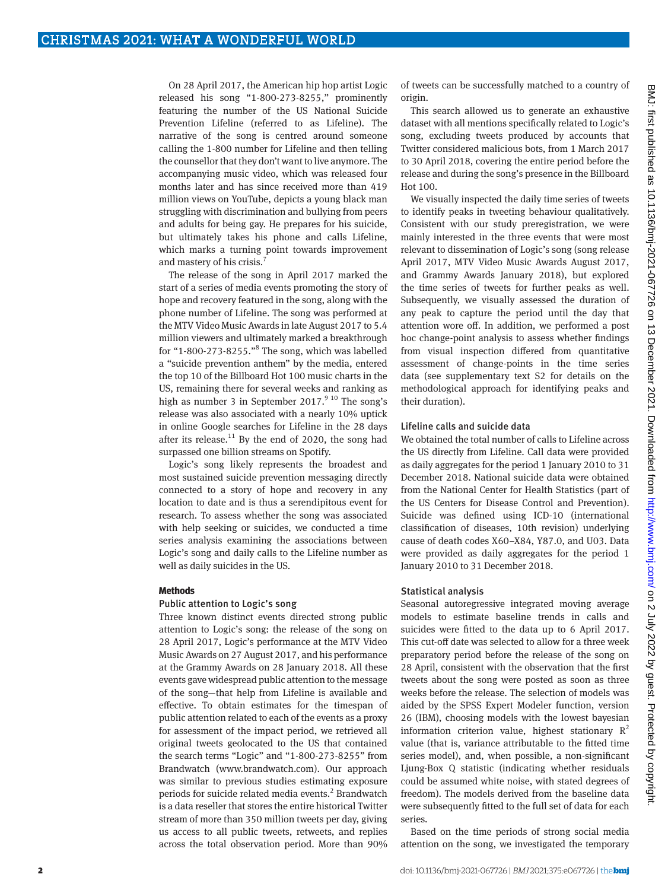On 28 April 2017, the American hip hop artist Logic released his song "1-800-273-8255," prominently featuring the number of the US National Suicide Prevention Lifeline (referred to as Lifeline). The narrative of the song is centred around someone calling the 1-800 number for Lifeline and then telling the counsellor that they don't want to live anymore. The accompanying music video, which was released four months later and has since received more than 419 million views on YouTube, depicts a young black man struggling with discrimination and bullying from peers and adults for being gay. He prepares for his suicide, but ultimately takes his phone and calls Lifeline, which marks a turning point towards improvement and mastery of his crisis.[7]

The release of the song in April 2017 marked the start of a series of media events promoting the story of hope and recovery featured in the song, along with the phone number of Lifeline. The song was performed at the MTV Video Music Awards in late August 2017 to 5.4 million viewers and ultimately marked a breakthrough for "1-800-273-8255."[8] The song, which was labelled a "suicide prevention anthem" by the media, entered the top 10 of the Billboard Hot 100 music charts in the US, remaining there for several weeks and ranking as high as number 3 in September 2017.[9,10] The song's release was also associated with a nearly 10% uptick in online Google searches for Lifeline in the 28 days after its release.[11] By the end of 2020, the song had surpassed one billion streams on Spotify.

Logic's song likely represents the broadest and most sustained suicide prevention messaging directly connected to a story of hope and recovery in any location to date and is thus a serendipitous event for research. To assess whether the song was associated with help seeking or suicides, we conducted a time series analysis examining the associations between Logic's song and daily calls to the Lifeline number as well as daily suicides in the US.

## Methods

### Public attention to Logic's song

Three known distinct events directed strong public attention to Logic's song: the release of the song on 28 April 2017, Logic's performance at the MTV Video Music Awards on 27 August 2017, and his performance at the Grammy Awards on 28 January 2018. All these events gave widespread public attention to the message of the song—that help from Lifeline is available and effective. To obtain estimates for the timespan of public attention related to each of the events as a proxy for assessment of the impact period, we retrieved all original tweets geolocated to the US that contained the search terms "Logic" and "1-800-273-8255" from Brandwatch (www.brandwatch.com). Our approach was similar to previous studies estimating exposure periods for suicide related media events.[2] Brandwatch is a data reseller that stores the entire historical Twitter stream of more than 350 million tweets per day, giving us access to all public tweets, retweets, and replies across the total observation period. More than 90% of tweets can be successfully matched to a country of origin.

This search allowed us to generate an exhaustive dataset with all mentions specifically related to Logic's song, excluding tweets produced by accounts that Twitter considered malicious bots, from 1 March 2017 to 30 April 2018, covering the entire period before the release and during the song's presence in the Billboard Hot 100.

We visually inspected the daily time series of tweets to identify peaks in tweeting behaviour qualitatively. Consistent with our study preregistration, we were mainly interested in the three events that were most relevant to dissemination of Logic's song (song release April 2017, MTV Video Music Awards August 2017, and Grammy Awards January 2018), but explored the time series of tweets for further peaks as well. Subsequently, we visually assessed the duration of any peak to capture the period until the day that attention wore off. In addition, we performed a post hoc change-point analysis to assess whether findings from visual inspection differed from quantitative assessment of change-points in the time series data (see supplementary text S2 for details on the methodological approach for identifying peaks and their duration).

### Lifeline calls and suicide data

We obtained the total number of calls to Lifeline across the US directly from Lifeline. Call data were provided as daily aggregates for the period 1 January 2010 to 31 December 2018. National suicide data were obtained from the National Center for Health Statistics (part of the US Centers for Disease Control and Prevention). Suicide was defined using ICD-10 (international classification of diseases, 10th revision) underlying cause of death codes X60–X84, Y87.0, and U03. Data were provided as daily aggregates for the period 1 January 2010 to 31 December 2018.

### Statistical analysis

Seasonal autoregressive integrated moving average models to estimate baseline trends in calls and suicides were fitted to the data up to 6 April 2017. This cut-off date was selected to allow for a three week preparatory period before the release of the song on 28 April, consistent with the observation that the first tweets about the song were posted as soon as three weeks before the release. The selection of models was aided by the SPSS Expert Modeler function, version 26 (IBM), choosing models with the lowest bayesian information criterion value, highest stationary $R^2$ value (that is, variance attributable to the fitted time series model), and, when possible, a non-significant Ljung-Box Q statistic (indicating whether residuals could be assumed white noise, with stated degrees of freedom). The models derived from the baseline data were subsequently fitted to the full set of data for each series.

Based on the time periods of strong social media attention on the song, we investigated the temporary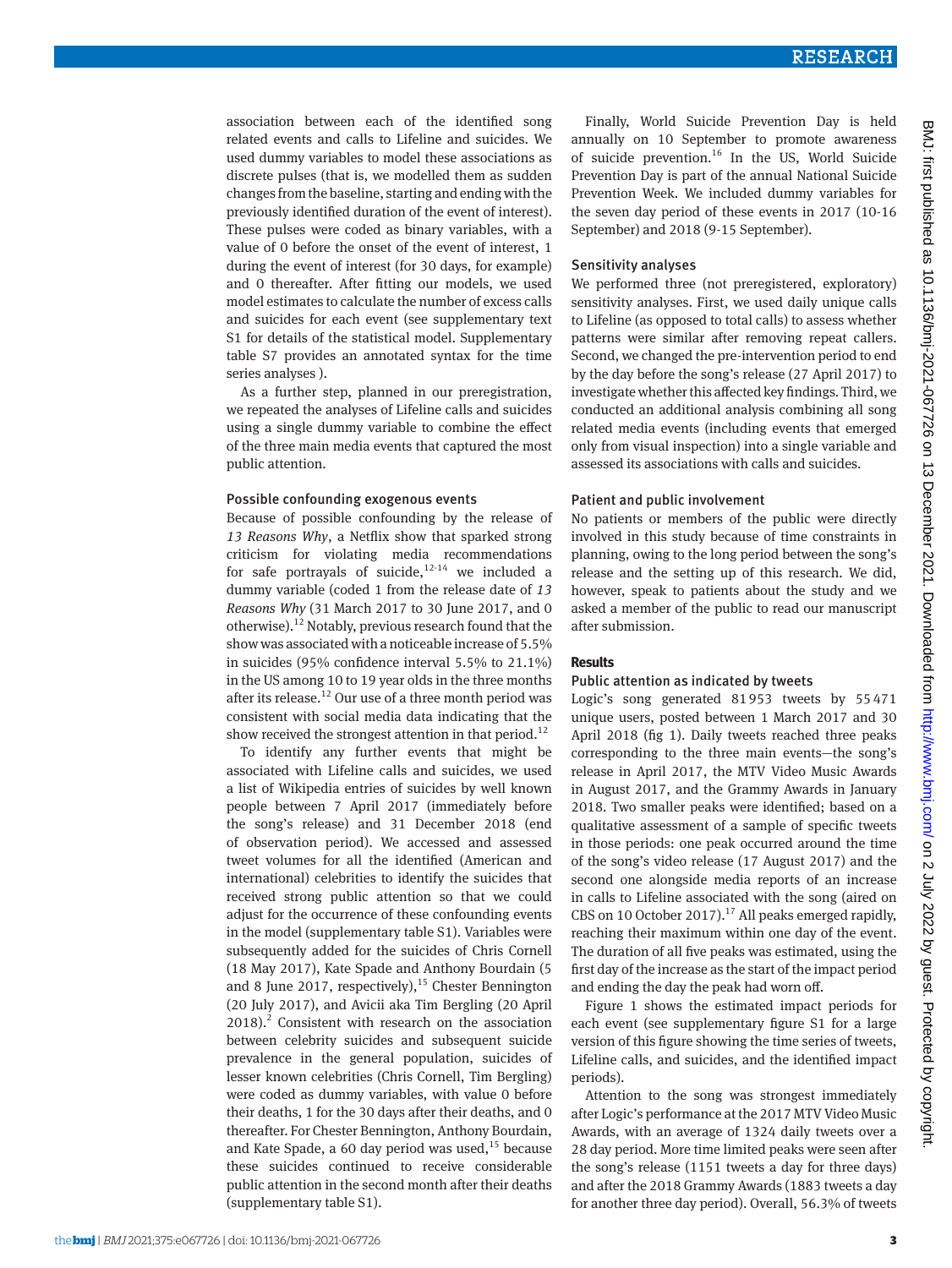association between each of the identified song related events and calls to Lifeline and suicides. We used dummy variables to model these associations as discrete pulses (that is, we modelled them as sudden changes from the baseline, starting and ending with the previously identified duration of the event of interest). These pulses were coded as binary variables, with a value of 0 before the onset of the event of interest, 1 during the event of interest (for 30 days, for example) and 0 thereafter. After fitting our models, we used model estimates to calculate the number of excess calls and suicides for each event (see supplementary text S1 for details of the statistical model. Supplementary table S7 provides an annotated syntax for the time series analyses ).

As a further step, planned in our preregistration, we repeated the analyses of Lifeline calls and suicides using a single dummy variable to combine the effect of the three main media events that captured the most public attention.

### Possible confounding exogenous events

Because of possible confounding by the release of *13 Reasons Why*, a Netflix show that sparked strong criticism for violating media recommendations for safe portrayals of suicide,[12-14] we included a dummy variable (coded 1 from the release date of *13 Reasons Why* (31 March 2017 to 30 June 2017, and 0 otherwise).[12] Notably, previous research found that the show was associated with a noticeable increase of 5.5% in suicides (95% confidence interval 5.5% to 21.1%) in the US among 10 to 19 year olds in the three months after its release.[12] Our use of a three month period was consistent with social media data indicating that the show received the strongest attention in that period.[12]

To identify any further events that might be associated with Lifeline calls and suicides, we used a list of Wikipedia entries of suicides by well known people between 7 April 2017 (immediately before the song's release) and 31 December 2018 (end of observation period). We accessed and assessed tweet volumes for all the identified (American and international) celebrities to identify the suicides that received strong public attention so that we could adjust for the occurrence of these confounding events in the model (supplementary table S1). Variables were subsequently added for the suicides of Chris Cornell (18 May 2017), Kate Spade and Anthony Bourdain (5 and 8 June 2017, respectively),[15] Chester Bennington (20 July 2017), and Avicii aka Tim Bergling (20 April 2018).[2] Consistent with research on the association between celebrity suicides and subsequent suicide prevalence in the general population, suicides of lesser known celebrities (Chris Cornell, Tim Bergling) were coded as dummy variables, with value 0 before their deaths, 1 for the 30 days after their deaths, and 0 thereafter. For Chester Bennington, Anthony Bourdain, and Kate Spade, a 60 day period was used,[15] because these suicides continued to receive considerable public attention in the second month after their deaths (supplementary table S1).

Finally, World Suicide Prevention Day is held annually on 10 September to promote awareness of suicide prevention.[16] In the US, World Suicide Prevention Day is part of the annual National Suicide Prevention Week. We included dummy variables for the seven day period of these events in 2017 (10-16 September) and 2018 (9-15 September).

### Sensitivity analyses

We performed three (not preregistered, exploratory) sensitivity analyses. First, we used daily unique calls to Lifeline (as opposed to total calls) to assess whether patterns were similar after removing repeat callers. Second, we changed the pre-intervention period to end by the day before the song's release (27 April 2017) to investigate whether this affected key findings. Third, we conducted an additional analysis combining all song related media events (including events that emerged only from visual inspection) into a single variable and assessed its associations with calls and suicides.

### Patient and public involvement

No patients or members of the public were directly involved in this study because of time constraints in planning, owing to the long period between the song's release and the setting up of this research. We did, however, speak to patients about the study and we asked a member of the public to read our manuscript after submission.

## Results

### Public attention as indicated by tweets

Logic's song generated 81 953 tweets by 55 471 unique users, posted between 1 March 2017 and 30 April 2018 (fig 1). Daily tweets reached three peaks corresponding to the three main events—the song's release in April 2017, the MTV Video Music Awards in August 2017, and the Grammy Awards in January 2018. Two smaller peaks were identified; based on a qualitative assessment of a sample of specific tweets in those periods: one peak occurred around the time of the song's video release (17 August 2017) and the second one alongside media reports of an increase in calls to Lifeline associated with the song (aired on CBS on 10 October 2017).[17] All peaks emerged rapidly, reaching their maximum within one day of the event. The duration of all five peaks was estimated, using the first day of the increase as the start of the impact period and ending the day the peak had worn off.

Figure 1 shows the estimated impact periods for each event (see supplementary figure S1 for a large version of this figure showing the time series of tweets, Lifeline calls, and suicides, and the identified impact periods).

Attention to the song was strongest immediately after Logic's performance at the 2017 MTV Video Music Awards, with an average of 1324 daily tweets over a 28 day period. More time limited peaks were seen after the song's release (1151 tweets a day for three days) and after the 2018 Grammy Awards (1883 tweets a day for another three day period). Overall, 56.3% of tweets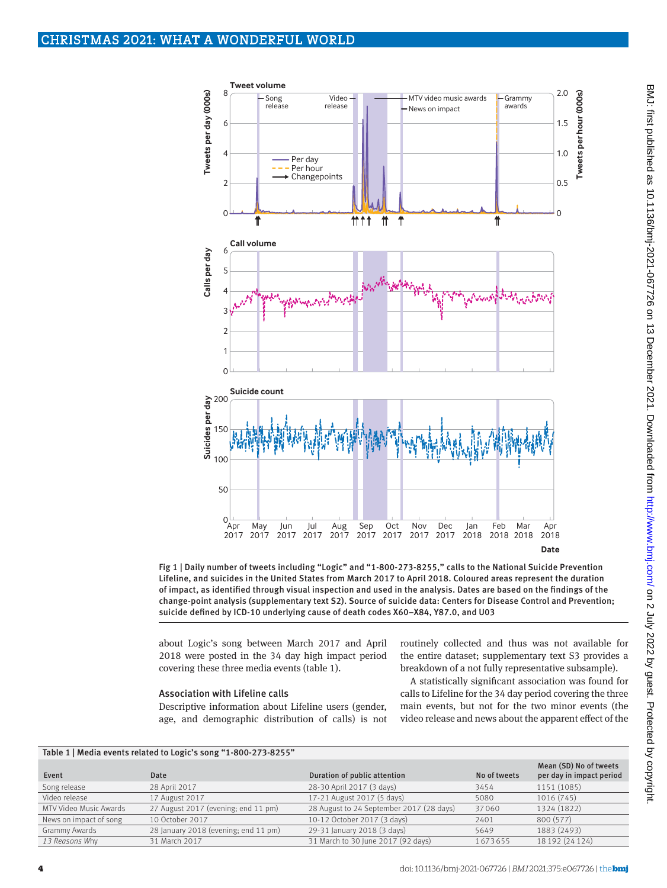Fig 1 | Daily number of tweets including "Logic" and "1-800-273-8255," calls to the National Suicide Prevention Lifeline, and suicides in the United States from March 2017 to April 2018. Coloured areas represent the duration of impact, as identified through visual inspection and used in the analysis. Dates are based on the findings of the change-point analysis (supplementary text S2). Source of suicide data: Centers for Disease Control and Prevention; suicide defined by ICD-10 underlying cause of death codes X60–X84, Y87.0, and U03

about Logic's song between March 2017 and April 2018 were posted in the 34 day high impact period covering these three media events (table 1).

### Association with Lifeline calls

Descriptive information about Lifeline users (gender, age, and demographic distribution of calls) is not routinely collected and thus was not available for the entire dataset; supplementary text S3 provides a breakdown of a not fully representative subsample).

A statistically significant association was found for calls to Lifeline for the 34 day period covering the three main events, but not for the two minor events (the video release and news about the apparent effect of the

Table 1 | Media events related to Logic's song "1-800-273-8255"

| Event | Date | Duration of public attention | No of tweets | Mean (SD) No of tweets per day in impact period |
|---|---|---|---|---|
| Song release | 28 April 2017 | 28-30 April 2017 (3 days) | 3454 | 1151 (1085) |
| Video release | 17 August 2017 | 17-21 August 2017 (5 days) | 5080 | 1016 (745) |
| MTV Video Music Awards | 27 August 2017 (evening; end 11 pm) | 28 August to 24 September 2017 (28 days) | 37 060 | 1324 (1822) |
| News on impact of song | 10 October 2017 | 10-12 October 2017 (3 days) | 2401 | 800 (577) |
| Grammy Awards | 28 January 2018 (evening; end 11 pm) | 29-31 January 2018 (3 days) | 5649 | 1883 (2493) |
| *13 Reasons Why* | 31 March 2017 | 31 March to 30 June 2017 (92 days) | 1 673 655 | 18 192 (24 124) |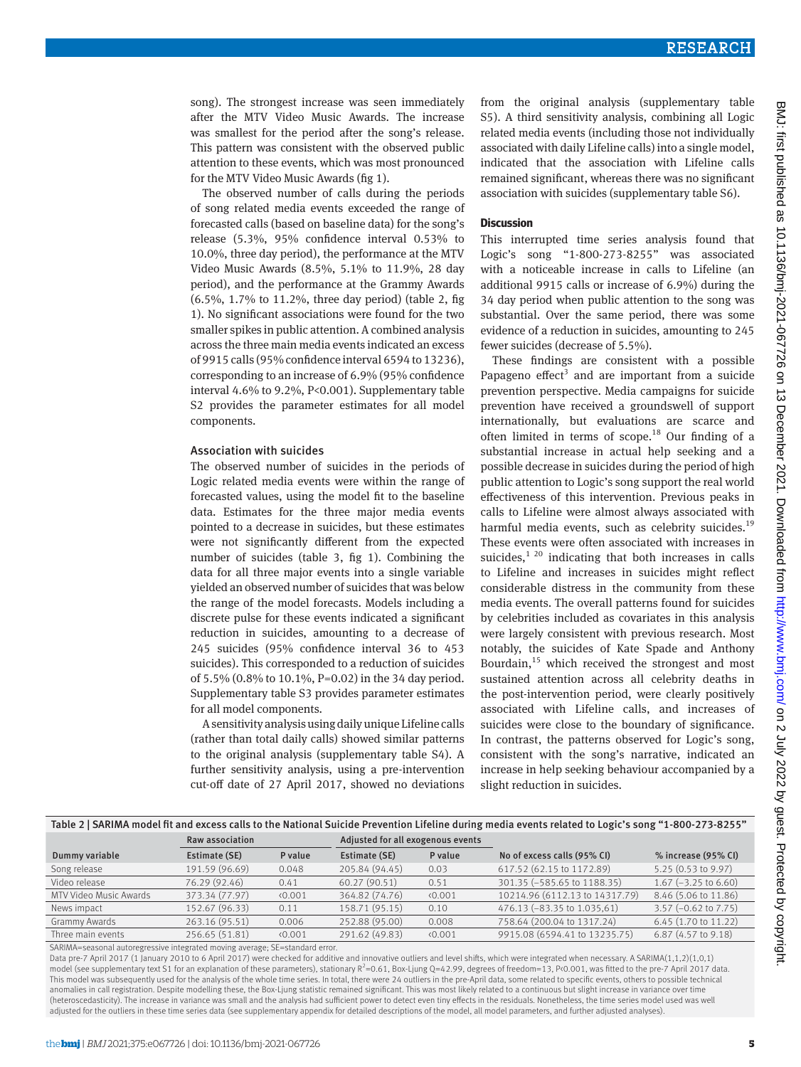song). The strongest increase was seen immediately after the MTV Video Music Awards. The increase was smallest for the period after the song's release. This pattern was consistent with the observed public attention to these events, which was most pronounced for the MTV Video Music Awards (fig 1).

The observed number of calls during the periods of song related media events exceeded the range of forecasted calls (based on baseline data) for the song's release (5.3%, 95% confidence interval 0.53% to 10.0%, three day period), the performance at the MTV Video Music Awards (8.5%, 5.1% to 11.9%, 28 day period), and the performance at the Grammy Awards (6.5%, 1.7% to 11.2%, three day period) (table 2, fig 1). No significant associations were found for the two smaller spikes in public attention. A combined analysis across the three main media events indicated an excess of 9915 calls (95% confidence interval 6594 to 13236), corresponding to an increase of 6.9% (95% confidence interval 4.6% to 9.2%, P<0.001). Supplementary table S2 provides the parameter estimates for all model components.

### Association with suicides

The observed number of suicides in the periods of Logic related media events were within the range of forecasted values, using the model fit to the baseline data. Estimates for the three major media events pointed to a decrease in suicides, but these estimates were not significantly different from the expected number of suicides (table 3, fig 1). Combining the data for all three major events into a single variable yielded an observed number of suicides that was below the range of the model forecasts. Models including a discrete pulse for these events indicated a significant reduction in suicides, amounting to a decrease of 245 suicides (95% confidence interval 36 to 453 suicides). This corresponded to a reduction of suicides of 5.5% (0.8% to 10.1%, P=0.02) in the 34 day period. Supplementary table S3 provides parameter estimates for all model components.

A sensitivity analysis using daily unique Lifeline calls (rather than total daily calls) showed similar patterns to the original analysis (supplementary table S4). A further sensitivity analysis, using a pre-intervention cut-off date of 27 April 2017, showed no deviations from the original analysis (supplementary table S5). A third sensitivity analysis, combining all Logic related media events (including those not individually associated with daily Lifeline calls) into a single model, indicated that the association with Lifeline calls remained significant, whereas there was no significant association with suicides (supplementary table S6).

## Discussion

This interrupted time series analysis found that Logic's song "1-800-273-8255" was associated with a noticeable increase in calls to Lifeline (an additional 9915 calls or increase of 6.9%) during the 34 day period when public attention to the song was substantial. Over the same period, there was some evidence of a reduction in suicides, amounting to 245 fewer suicides (decrease of 5.5%).

These findings are consistent with a possible Papageno effect[3] and are important from a suicide prevention perspective. Media campaigns for suicide prevention have received a groundswell of support internationally, but evaluations are scarce and often limited in terms of scope.[18] Our finding of a substantial increase in actual help seeking and a possible decrease in suicides during the period of high public attention to Logic's song support the real world effectiveness of this intervention. Previous peaks in calls to Lifeline were almost always associated with harmful media events, such as celebrity suicides.[19] These events were often associated with increases in suicides,[1,20] indicating that both increases in calls to Lifeline and increases in suicides might reflect considerable distress in the community from these media events. The overall patterns found for suicides by celebrities included as covariates in this analysis were largely consistent with previous research. Most notably, the suicides of Kate Spade and Anthony Bourdain,[15] which received the strongest and most sustained attention across all celebrity deaths in the post-intervention period, were clearly positively associated with Lifeline calls, and increases of suicides were close to the boundary of significance. In contrast, the patterns observed for Logic's song, consistent with the song's narrative, indicated an increase in help seeking behaviour accompanied by a slight reduction in suicides.

Table 2 | SARIMA model fit and excess calls to the National Suicide Prevention Lifeline during media events related to Logic's song "1-800-273-8255"

| | Raw association | | Adjusted for all exogenous events | | | |
|---|---|---|---|---|---|---|
| Dummy variable | Estimate (SE) | P value | Estimate (SE) | P value | No of excess calls (95% CI) | % increase (95% CI) |
| Song release | 191.59 (96.69) | 0.048 | 205.84 (94.45) | 0.03 | 617.52 (62.15 to 1172.89) | 5.25 (0.53 to 9.97) |
| Video release | 76.29 (92.46) | 0.41 | 60.27 (90.51) | 0.51 | 301.35 (−585.65 to 1188.35) | 1.67 (−3.25 to 6.60) |
| MTV Video Music Awards | 373.34 (77.97) | <0.001 | 364.82 (74.76) | <0.001 | 10214.96 (6112.13 to 14317.79) | 8.46 (5.06 to 11.86) |
| News impact | 152.67 (96.33) | 0.11 | 158.71 (95.15) | 0.10 | 476.13 (−83.35 to 1.035,61) | 3.57 (−0.62 to 7.75) |
| Grammy Awards | 263.16 (95.51) | 0.006 | 252.88 (95.00) | 0.008 | 758.64 (200.04 to 1317.24) | 6.45 (1.70 to 11.22) |
| Three main events | 256.65 (51.81) | <0.001 | 291.62 (49.83) | <0.001 | 9915.08 (6594.41 to 13235.75) | 6.87 (4.57 to 9.18) |

SARIMA=seasonal autoregressive integrated moving average; SE=standard error.

Data pre-7 April 2017 (1 January 2010 to 6 April 2017) were checked for additive and innovative outliers and level shifts, which were integrated when necessary. A SARIMA(1,1,2)(1,0,1) model (see supplementary text S1 for an explanation of these parameters), stationary $R^2$=0.61, Box-Ljung Q=42.99, degrees of freedom=13, P<0.001, was fitted to the pre-7 April 2017 data. This model was subsequently used for the analysis of the whole time series. In total, there were 24 outliers in the pre-April data, some related to specific events, others to possible technical anomalies in call registration. Despite modelling these, the Box-Ljung statistic remained significant. This was most likely related to a continuous but slight increase in variance over time (heteroscedasticity). The increase in variance was small and the analysis had sufficient power to detect even tiny effects in the residuals. Nonetheless, the time series model used was well adjusted for the outliers in these time series data (see supplementary appendix for detailed descriptions of the model, all model parameters, and further adjusted analyses).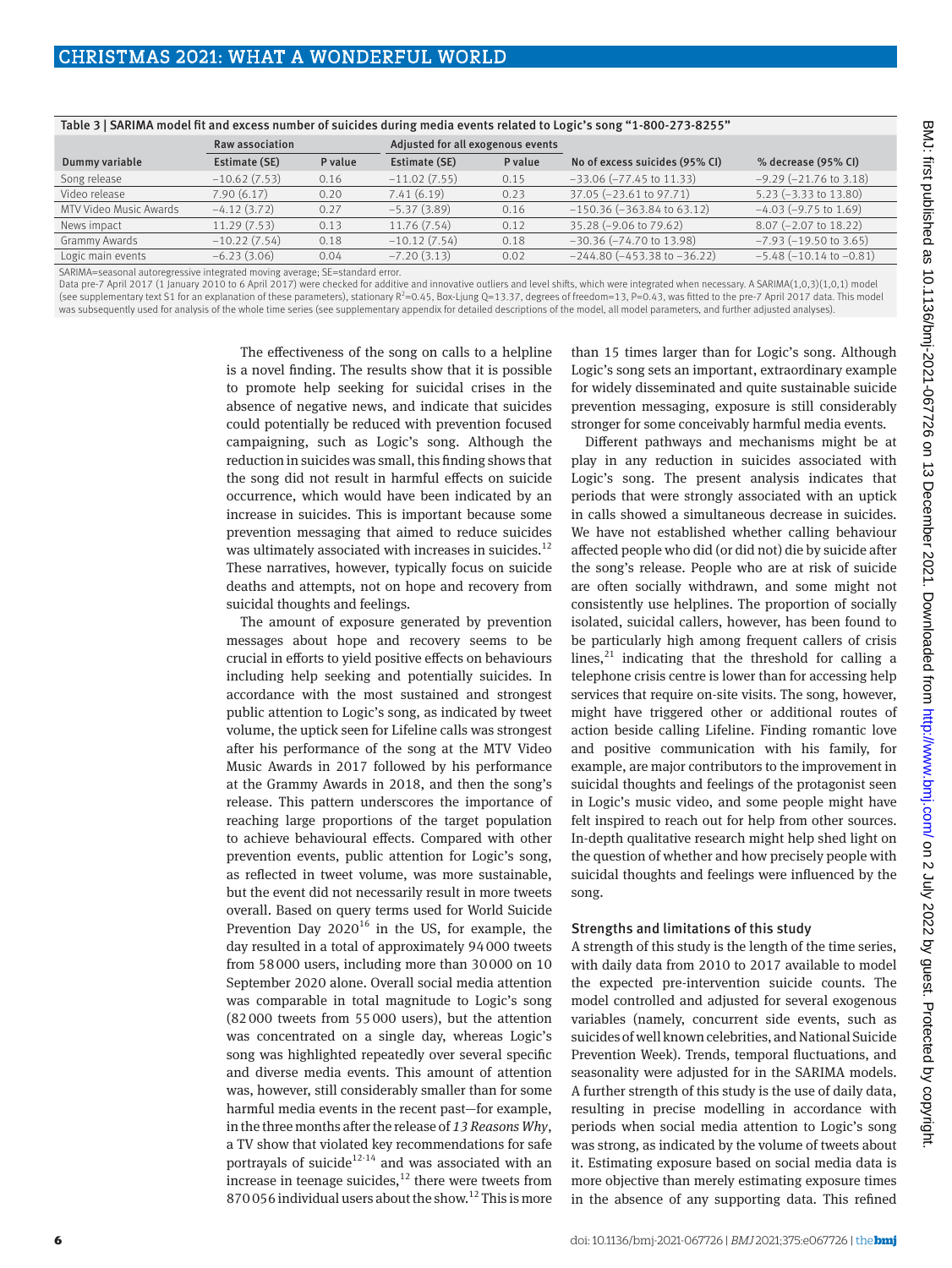Table 3 | SARIMA model fit and excess number of suicides during media events related to Logic's song "1-800-273-8255"

| Dummy variable | Raw association | | Adjusted for all exogenous events | | | |
|---|---|---|---|---|---|---|
| | Estimate (SE) | P value | Estimate (SE) | P value | No of excess suicides (95% CI) | % decrease (95% CI) |
| Song release | −10.62 (7.53) | 0.16 | −11.02 (7.55) | 0.15 | −33.06 (−77.45 to 11.33) | −9.29 (−21.76 to 3.18) |
| Video release | 7.90 (6.17) | 0.20 | 7.41 (6.19) | 0.23 | 37.05 (−23.61 to 97.71) | 5.23 (−3.33 to 13.80) |
| MTV Video Music Awards | −4.12 (3.72) | 0.27 | −5.37 (3.89) | 0.16 | −150.36 (−363.84 to 63.12) | −4.03 (−9.75 to 1.69) |
| News impact | 11.29 (7.53) | 0.13 | 11.76 (7.54) | 0.12 | 35.28 (−9.06 to 79.62) | 8.07 (−2.07 to 18.22) |
| Grammy Awards | −10.22 (7.54) | 0.18 | −10.12 (7.54) | 0.18 | −30.36 (−74.70 to 13.98) | −7.93 (−19.50 to 3.65) |
| Logic main events | −6.23 (3.06) | 0.04 | −7.20 (3.13) | 0.02 | −244.80 (−453.38 to −36.22) | −5.48 (−10.14 to −0.81) |

SARIMA=seasonal autoregressive integrated moving average; SE=standard error.
Data pre-7 April 2017 (1 January 2010 to 6 April 2017) were checked for additive and innovative outliers and level shifts, which were integrated when necessary. A SARIMA(1,0,3)(1,0,1) model (see supplementary text S1 for an explanation of these parameters), stationary $R^2$=0.45, Box-Ljung Q=13.37, degrees of freedom=13, P=0.43, was fitted to the pre-7 April 2017 data. This model was subsequently used for analysis of the whole time series (see supplementary appendix for detailed descriptions of the model, all model parameters, and further adjusted analyses).

The effectiveness of the song on calls to a helpline is a novel finding. The results show that it is possible to promote help seeking for suicidal crises in the absence of negative news, and indicate that suicides could potentially be reduced with prevention focused campaigning, such as Logic's song. Although the reduction in suicides was small, this finding shows that the song did not result in harmful effects on suicide occurrence, which would have been indicated by an increase in suicides. This is important because some prevention messaging that aimed to reduce suicides was ultimately associated with increases in suicides.[12] These narratives, however, typically focus on suicide deaths and attempts, not on hope and recovery from suicidal thoughts and feelings.

The amount of exposure generated by prevention messages about hope and recovery seems to be crucial in efforts to yield positive effects on behaviours including help seeking and potentially suicides. In accordance with the most sustained and strongest public attention to Logic's song, as indicated by tweet volume, the uptick seen for Lifeline calls was strongest after his performance of the song at the MTV Video Music Awards in 2017 followed by his performance at the Grammy Awards in 2018, and then the song's release. This pattern underscores the importance of reaching large proportions of the target population to achieve behavioural effects. Compared with other prevention events, public attention for Logic's song, as reflected in tweet volume, was more sustainable, but the event did not necessarily result in more tweets overall. Based on query terms used for World Suicide Prevention Day 2020[16] in the US, for example, the day resulted in a total of approximately 94 000 tweets from 58 000 users, including more than 30 000 on 10 September 2020 alone. Overall social media attention was comparable in total magnitude to Logic's song (82 000 tweets from 55 000 users), but the attention was concentrated on a single day, whereas Logic's song was highlighted repeatedly over several specific and diverse media events. This amount of attention was, however, still considerably smaller than for some harmful media events in the recent past—for example, in the three months after the release of *13 Reasons Why*, a TV show that violated key recommendations for safe portrayals of suicide[12-14] and was associated with an increase in teenage suicides,[12] there were tweets from 870 056 individual users about the show.[12] This is more than 15 times larger than for Logic's song. Although Logic's song sets an important, extraordinary example for widely disseminated and quite sustainable suicide prevention messaging, exposure is still considerably stronger for some conceivably harmful media events.

Different pathways and mechanisms might be at play in any reduction in suicides associated with Logic's song. The present analysis indicates that periods that were strongly associated with an uptick in calls showed a simultaneous decrease in suicides. We have not established whether calling behaviour affected people who did (or did not) die by suicide after the song's release. People who are at risk of suicide are often socially withdrawn, and some might not consistently use helplines. The proportion of socially isolated, suicidal callers, however, has been found to be particularly high among frequent callers of crisis lines,[21] indicating that the threshold for calling a telephone crisis centre is lower than for accessing help services that require on-site visits. The song, however, might have triggered other or additional routes of action beside calling Lifeline. Finding romantic love and positive communication with his family, for example, are major contributors to the improvement in suicidal thoughts and feelings of the protagonist seen in Logic's music video, and some people might have felt inspired to reach out for help from other sources. In-depth qualitative research might help shed light on the question of whether and how precisely people with suicidal thoughts and feelings were influenced by the song.

### Strengths and limitations of this study

A strength of this study is the length of the time series, with daily data from 2010 to 2017 available to model the expected pre-intervention suicide counts. The model controlled and adjusted for several exogenous variables (namely, concurrent side events, such as suicides of well known celebrities, and National Suicide Prevention Week). Trends, temporal fluctuations, and seasonality were adjusted for in the SARIMA models. A further strength of this study is the use of daily data, resulting in precise modelling in accordance with periods when social media attention to Logic's song was strong, as indicated by the volume of tweets about it. Estimating exposure based on social media data is more objective than merely estimating exposure times in the absence of any supporting data. This refined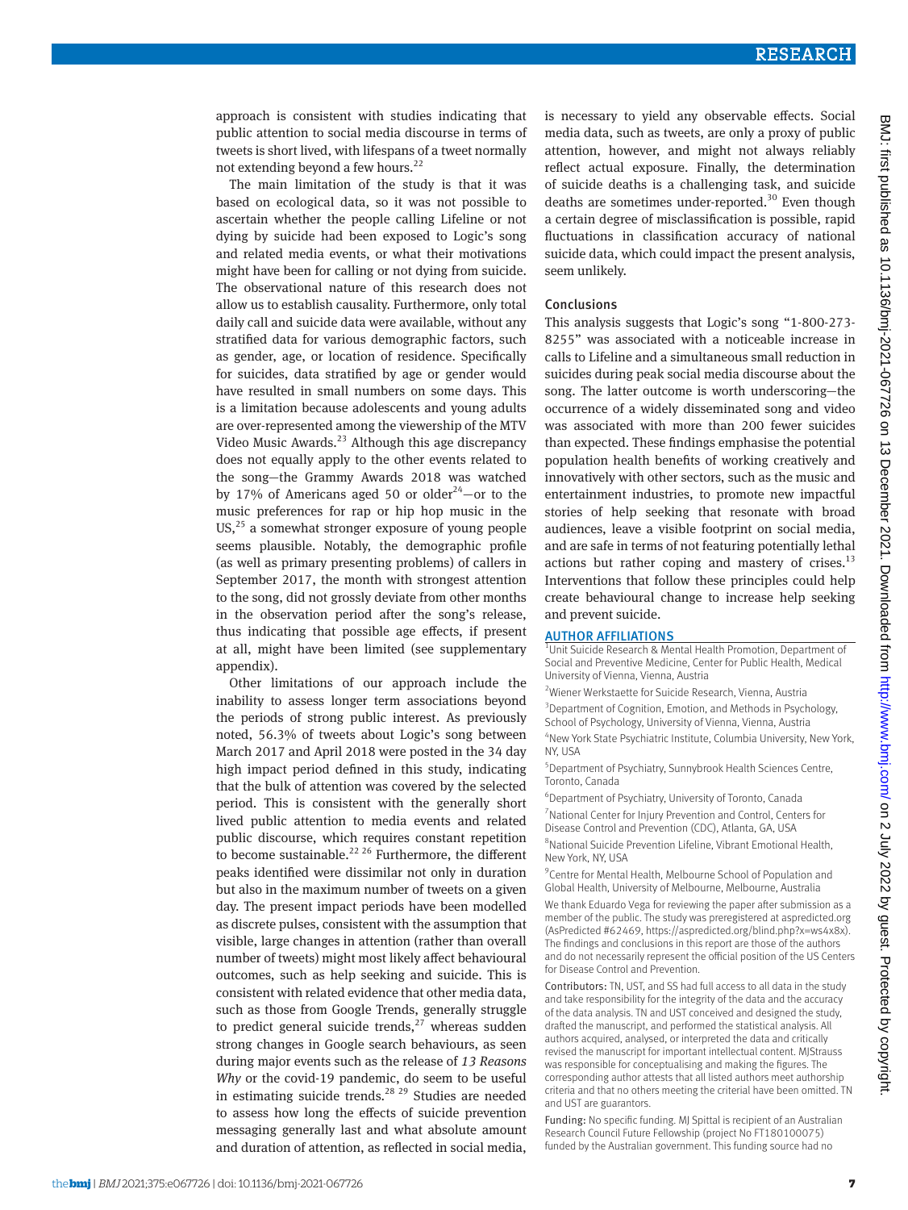approach is consistent with studies indicating that public attention to social media discourse in terms of tweets is short lived, with lifespans of a tweet normally not extending beyond a few hours.[22]

The main limitation of the study is that it was based on ecological data, so it was not possible to ascertain whether the people calling Lifeline or not dying by suicide had been exposed to Logic's song and related media events, or what their motivations might have been for calling or not dying from suicide. The observational nature of this research does not allow us to establish causality. Furthermore, only total daily call and suicide data were available, without any stratified data for various demographic factors, such as gender, age, or location of residence. Specifically for suicides, data stratified by age or gender would have resulted in small numbers on some days. This is a limitation because adolescents and young adults are over-represented among the viewership of the MTV Video Music Awards.[23] Although this age discrepancy does not equally apply to the other events related to the song—the Grammy Awards 2018 was watched by 17% of Americans aged 50 or older[24]—or to the music preferences for rap or hip hop music in the US,[25] a somewhat stronger exposure of young people seems plausible. Notably, the demographic profile (as well as primary presenting problems) of callers in September 2017, the month with strongest attention to the song, did not grossly deviate from other months in the observation period after the song's release, thus indicating that possible age effects, if present at all, might have been limited (see supplementary appendix).

Other limitations of our approach include the inability to assess longer term associations beyond the periods of strong public interest. As previously noted, 56.3% of tweets about Logic's song between March 2017 and April 2018 were posted in the 34 day high impact period defined in this study, indicating that the bulk of attention was covered by the selected period. This is consistent with the generally short lived public attention to media events and related public discourse, which requires constant repetition to become sustainable.[22 26] Furthermore, the different peaks identified were dissimilar not only in duration but also in the maximum number of tweets on a given day. The present impact periods have been modelled as discrete pulses, consistent with the assumption that visible, large changes in attention (rather than overall number of tweets) might most likely affect behavioural outcomes, such as help seeking and suicide. This is consistent with related evidence that other media data, such as those from Google Trends, generally struggle to predict general suicide trends,[27] whereas sudden strong changes in Google search behaviours, as seen during major events such as the release of *13 Reasons Why* or the covid-19 pandemic, do seem to be useful in estimating suicide trends.[28 29] Studies are needed to assess how long the effects of suicide prevention messaging generally last and what absolute amount and duration of attention, as reflected in social media, is necessary to yield any observable effects. Social media data, such as tweets, are only a proxy of public attention, however, and might not always reliably reflect actual exposure. Finally, the determination of suicide deaths is a challenging task, and suicide deaths are sometimes under-reported.[30] Even though a certain degree of misclassification is possible, rapid fluctuations in classification accuracy of national suicide data, which could impact the present analysis, seem unlikely.

### Conclusions

This analysis suggests that Logic's song "1-800-273-8255" was associated with a noticeable increase in calls to Lifeline and a simultaneous small reduction in suicides during peak social media discourse about the song. The latter outcome is worth underscoring—the occurrence of a widely disseminated song and video was associated with more than 200 fewer suicides than expected. These findings emphasise the potential population health benefits of working creatively and innovatively with other sectors, such as the music and entertainment industries, to promote new impactful stories of help seeking that resonate with broad audiences, leave a visible footprint on social media, and are safe in terms of not featuring potentially lethal actions but rather coping and mastery of crises.[13] Interventions that follow these principles could help create behavioural change to increase help seeking and prevent suicide.

### AUTHOR AFFILIATIONS

[1]Unit Suicide Research & Mental Health Promotion, Department of Social and Preventive Medicine, Center for Public Health, Medical University of Vienna, Vienna, Austria

[2]Wiener Werkstaette for Suicide Research, Vienna, Austria

[3]Department of Cognition, Emotion, and Methods in Psychology, School of Psychology, University of Vienna, Vienna, Austria

[4]New York State Psychiatric Institute, Columbia University, New York, NY, USA

[5]Department of Psychiatry, Sunnybrook Health Sciences Centre, Toronto, Canada

[6]Department of Psychiatry, University of Toronto, Canada

[7]National Center for Injury Prevention and Control, Centers for Disease Control and Prevention (CDC), Atlanta, GA, USA

[8]National Suicide Prevention Lifeline, Vibrant Emotional Health, New York, NY, USA

[9]Centre for Mental Health, Melbourne School of Population and Global Health, University of Melbourne, Melbourne, Australia

We thank Eduardo Vega for reviewing the paper after submission as a member of the public. The study was preregistered at aspredicted.org (AsPredicted #62469, https://aspredicted.org/blind.php?x=ws4x8x). The findings and conclusions in this report are those of the authors and do not necessarily represent the official position of the US Centers for Disease Control and Prevention.

**Contributors:** TN, UST, and SS had full access to all data in the study and take responsibility for the integrity of the data and the accuracy of the data analysis. TN and UST conceived and designed the study, drafted the manuscript, and performed the statistical analysis. All authors acquired, analysed, or interpreted the data and critically revised the manuscript for important intellectual content. MJStrauss was responsible for conceptualising and making the figures. The corresponding author attests that all listed authors meet authorship criteria and that no others meeting the criterial have been omitted. TN and UST are guarantors.

**Funding:** No specific funding. MJ Spittal is recipient of an Australian Research Council Future Fellowship (project No FT180100075) funded by the Australian government. This funding source had no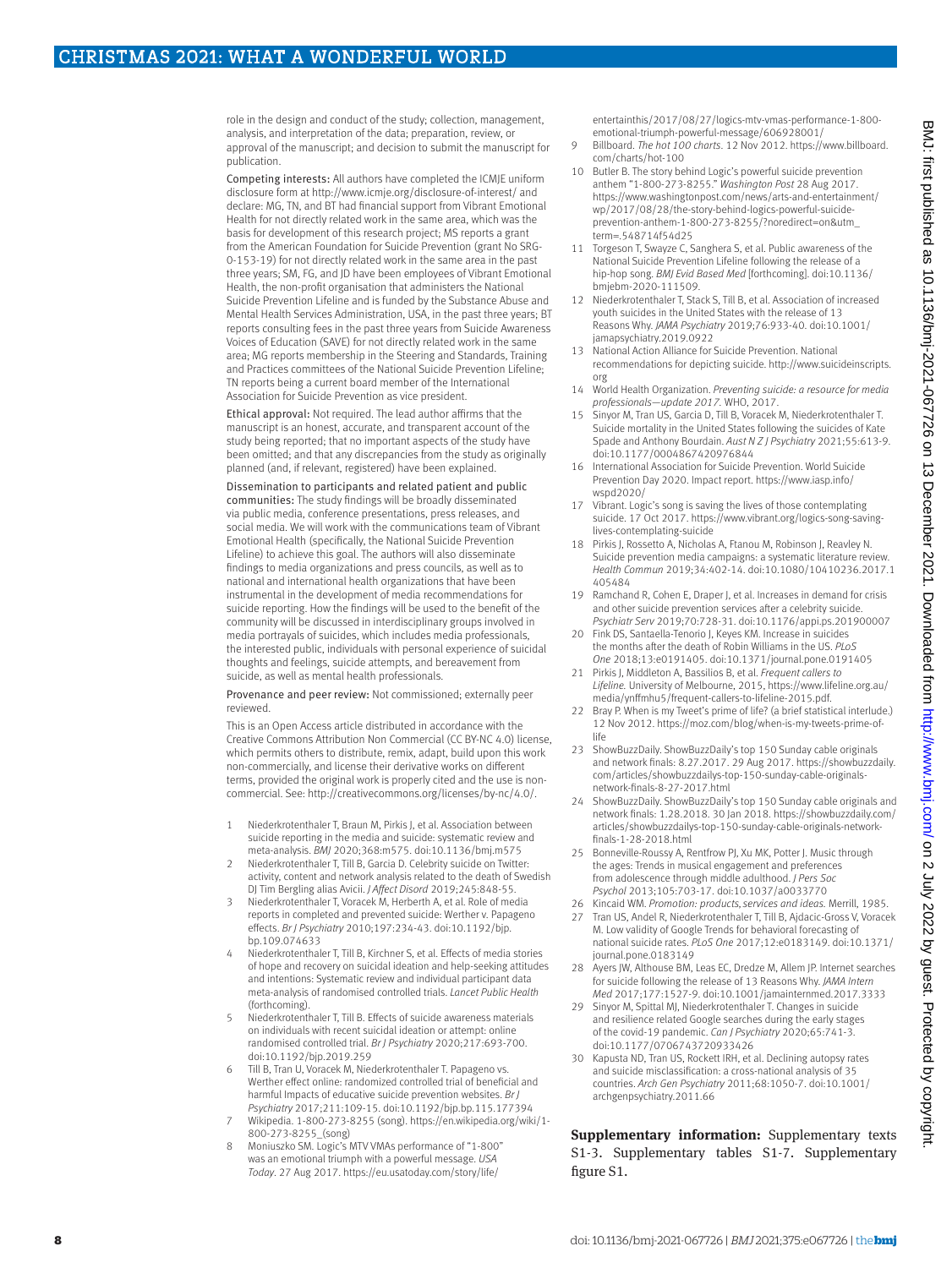role in the design and conduct of the study; collection, management, analysis, and interpretation of the data; preparation, review, or approval of the manuscript; and decision to submit the manuscript for publication.

Competing interests: All authors have completed the ICMJE uniform disclosure form at http://www.icmje.org/disclosure-of-interest/ and declare: MG, TN, and BT had financial support from Vibrant Emotional Health for not directly related work in the same area, which was the basis for development of this research project; MS reports a grant from the American Foundation for Suicide Prevention (grant No SRG-0-153-19) for not directly related work in the same area in the past three years; SM, FG, and JD have been employees of Vibrant Emotional Health, the non-profit organisation that administers the National Suicide Prevention Lifeline and is funded by the Substance Abuse and Mental Health Services Administration, USA, in the past three years; BT reports consulting fees in the past three years from Suicide Awareness Voices of Education (SAVE) for not directly related work in the same area; MG reports membership in the Steering and Standards, Training and Practices committees of the National Suicide Prevention Lifeline; TN reports being a current board member of the International Association for Suicide Prevention as vice president.

Ethical approval: Not required. The lead author affirms that the manuscript is an honest, accurate, and transparent account of the study being reported; that no important aspects of the study have been omitted; and that any discrepancies from the study as originally planned (and, if relevant, registered) have been explained.

Dissemination to participants and related patient and public communities: The study findings will be broadly disseminated via public media, conference presentations, press releases, and social media. We will work with the communications team of Vibrant Emotional Health (specifically, the National Suicide Prevention Lifeline) to achieve this goal. The authors will also disseminate findings to media organizations and press councils, as well as to national and international health organizations that have been instrumental in the development of media recommendations for suicide reporting. How the findings will be used to the benefit of the community will be discussed in interdisciplinary groups involved in media portrayals of suicides, which includes media professionals, the interested public, individuals with personal experience of suicidal thoughts and feelings, suicide attempts, and bereavement from suicide, as well as mental health professionals.

Provenance and peer review: Not commissioned; externally peer reviewed.

This is an Open Access article distributed in accordance with the Creative Commons Attribution Non Commercial (CC BY-NC 4.0) license, which permits others to distribute, remix, adapt, build upon this work non-commercially, and license their derivative works on different terms, provided the original work is properly cited and the use is non-commercial. See: http://creativecommons.org/licenses/by-nc/4.0/.

1. Niederkrotenthaler T, Braun M, Pirkis J, et al. Association between suicide reporting in the media and suicide: systematic review and meta-analysis. *BMJ* 2020;368:m575. doi:10.1136/bmj.m575
2. Niederkrotenthaler T, Till B, Garcia D. Celebrity suicide on Twitter: activity, content and network analysis related to the death of Swedish DJ Tim Bergling alias Avicii. *J Affect Disord* 2019;245:848-55.
3. Niederkrotenthaler T, Voracek M, Herberth A, et al. Role of media reports in completed and prevented suicide: Werther v. Papageno effects. *Br J Psychiatry* 2010;197:234-43. doi:10.1192/bjp.bp.109.074633
4. Niederkrotenthaler T, Till B, Kirchner S, et al. Effects of media stories of hope and recovery on suicidal ideation and help-seeking attitudes and intentions: Systematic review and individual participant data meta-analysis of randomised controlled trials. *Lancet Public Health* (forthcoming).
5. Niederkrotenthaler T, Till B. Effects of suicide awareness materials on individuals with recent suicidal ideation or attempt: online randomised controlled trial. *Br J Psychiatry* 2020;217:693-700. doi:10.1192/bjp.2019.259
6. Till B, Tran U, Voracek M, Niederkrotenthaler T. Papageno vs. Werther effect online: randomized controlled trial of beneficial and harmful Impacts of educative suicide prevention websites. *Br J Psychiatry* 2017;211:109-15. doi:10.1192/bjp.bp.115.177394
7. Wikipedia. 1-800-273-8255 (song). https://en.wikipedia.org/wiki/1-800-273-8255_(song)
8. Moniuszko SM. Logic's MTV VMAs performance of "1-800" was an emotional triumph with a powerful message. *USA Today*. 27 Aug 2017. https://eu.usatoday.com/story/life/entertainthis/2017/08/27/logics-mtv-vmas-performance-1-800-emotional-triumph-powerful-message/606928001/
9. Billboard. *The hot 100 charts*. 12 Nov 2012. https://www.billboard.com/charts/hot-100
10. Butler B. The story behind Logic's powerful suicide prevention anthem "1-800-273-8255." *Washington Post* 28 Aug 2017. https://www.washingtonpost.com/news/arts-and-entertainment/wp/2017/08/28/the-story-behind-logics-powerful-suicide-prevention-anthem-1-800-273-8255/?noredirect=on&utm_term=.548714f54d25
11. Torgeson T, Swayze C, Sanghera S, et al. Public awareness of the National Suicide Prevention Lifeline following the release of a hip-hop song. *BMJ Evid Based Med* [forthcoming]. doi:10.1136/bmjebm-2020-111509.
12. Niederkrotenthaler T, Stack S, Till B, et al. Association of increased youth suicides in the United States with the release of 13 Reasons Why. *JAMA Psychiatry* 2019;76:933-40. doi:10.1001/jamapsychiatry.2019.0922
13. National Action Alliance for Suicide Prevention. National recommendations for depicting suicide. http://www.suicideinscripts.org
14. World Health Organization. *Preventing suicide: a resource for media professionals—update 2017*. WHO, 2017.
15. Sinyor M, Tran US, Garcia D, Till B, Voracek M, Niederkrotenthaler T. Suicide mortality in the United States following the suicides of Kate Spade and Anthony Bourdain. *Aust N Z J Psychiatry* 2021;55:613-9. doi:10.1177/0004867420976844
16. International Association for Suicide Prevention. World Suicide Prevention Day 2020. Impact report. https://www.iasp.info/wspd2020/
17. Vibrant. Logic's song is saving the lives of those contemplating suicide. 17 Oct 2017. https://www.vibrant.org/logics-song-saving-lives-contemplating-suicide
18. Pirkis J, Rossetto A, Nicholas A, Ftanou M, Robinson J, Reavley N. Suicide prevention media campaigns: a systematic literature review. *Health Commun* 2019;34:402-14. doi:10.1080/10410236.2017.1405484
19. Ramchand R, Cohen E, Draper J, et al. Increases in demand for crisis and other suicide prevention services after a celebrity suicide. *Psychiatr Serv* 2019;70:728-31. doi:10.1176/appi.ps.201900007
20. Fink DS, Santaella-Tenorio J, Keyes KM. Increase in suicides the months after the death of Robin Williams in the US. *PLoS One* 2018;13:e0191405. doi:10.1371/journal.pone.0191405
21. Pirkis J, Middleton A, Bassilios B, et al. *Frequent callers to Lifeline*. University of Melbourne, 2015, https://www.lifeline.org.au/media/ynffmhu5/frequent-callers-to-lifeline-2015.pdf.
22. Bray P. When is my Tweet's prime of life? (a brief statistical interlude.) 12 Nov 2012. https://moz.com/blog/when-is-my-tweets-prime-of-life
23. ShowBuzzDaily. ShowBuzzDaily's top 150 Sunday cable originals and network finals: 8.27.2017. 29 Aug 2017. https://showbuzzdaily.com/articles/showbuzzdailys-top-150-sunday-cable-originals-network-finals-8-27-2017.html
24. ShowBuzzDaily. ShowBuzzDaily's top 150 Sunday cable originals and network finals: 1.28.2018. 30 Jan 2018. https://showbuzzdaily.com/articles/showbuzzdailys-top-150-sunday-cable-originals-network-finals-1-28-2018.html
25. Bonneville-Roussy A, Rentfrow PJ, Xu MK, Potter J. Music through the ages: Trends in musical engagement and preferences from adolescence through middle adulthood. *J Pers Soc Psychol* 2013;105:703-17. doi:10.1037/a0033770
26. Kincaid WM. *Promotion: products, services and ideas*. Merrill, 1985.
27. Tran US, Andel R, Niederkrotenthaler T, Till B, Ajdacic-Gross V, Voracek M. Low validity of Google Trends for behavioral forecasting of national suicide rates. *PLoS One* 2017;12:e0183149. doi:10.1371/journal.pone.0183149
28. Ayers JW, Althouse BM, Leas EC, Dredze M, Allem JP. Internet searches for suicide following the release of 13 Reasons Why. *JAMA Intern Med* 2017;177:1527-9. doi:10.1001/jamainternmed.2017.3333
29. Sinyor M, Spittal MJ, Niederkrotenthaler T. Changes in suicide and resilience related Google searches during the early stages of the covid-19 pandemic. *Can J Psychiatry* 2020;65:741-3. doi:10.1177/0706743720933426
30. Kapusta ND, Tran US, Rockett IRH, et al. Declining autopsy rates and suicide misclassification: a cross-national analysis of 35 countries. *Arch Gen Psychiatry* 2011;68:1050-7. doi:10.1001/archgenpsychiatry.2011.66

**Supplementary information:** Supplementary texts S1-3. Supplementary tables S1-7. Supplementary figure S1.